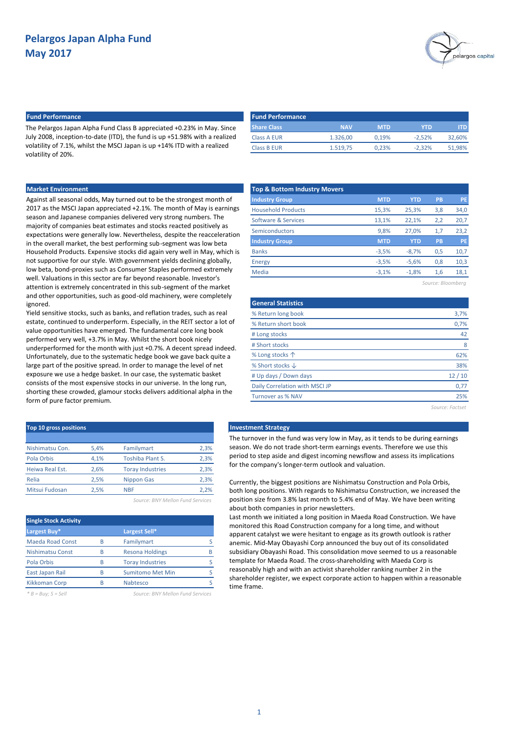# Pelargos Japan Alpha Fund
## May 2017

### Fund Performance

The Pelargos Japan Alpha Fund Class B appreciated +0.23% in May. Since July 2008, inception-to-date (ITD), the fund is up +51.98% with a realized volatility of 7.1%, whilst the MSCI Japan is up +14% ITD with a realized volatility of 20%.

| Share Class | NAV | MTD | YTD | ITD |
|---|---|---|---|---|
| Class A EUR | 1.326,00 | 0,19% | -2,52% | 32,60% |
| Class B EUR | 1.519,75 | 0,23% | -2,32% | 51,98% |

### Market Environment

Against all seasonal odds, May turned out to be the strongest month of 2017 as the MSCI Japan appreciated +2.1%. The month of May is earnings season and Japanese companies delivered very strong numbers. The majority of companies beat estimates and stocks reacted positively as expectations were generally low. Nevertheless, despite the reacceleration in the overall market, the best performing sub-segment was low beta Household Products. Expensive stocks did again very well in May, which is not supportive for our style. With government yields declining globally, low beta, bond-proxies such as Consumer Staples performed extremely well. Valuations in this sector are far beyond reasonable. Investor's attention is extremely concentrated in this sub-segment of the market and other opportunities, such as good-old machinery, were completely ignored.

Yield sensitive stocks, such as banks, and reflation trades, such as real estate, continued to underperform. Especially, in the REIT sector a lot of value opportunities have emerged. The fundamental core long book performed very well, +3.7% in May. Whilst the short book nicely underperformed for the month with just +0.7%. A decent spread indeed. Unfortunately, due to the systematic hedge book we gave back quite a large part of the positive spread. In order to manage the level of net exposure we use a hedge basket. In our case, the systematic basket consists of the most expensive stocks in our universe. In the long run, shorting these crowded, glamour stocks delivers additional alpha in the form of pure factor premium.

### Top & Bottom Industry Movers

| Industry Group | MTD | YTD | PB | PE |
|---|---|---|---|---|
| Household Products | 15,3% | 25,3% | 3,8 | 34,0 |
| Software & Services | 13,1% | 22,1% | 2,2 | 20,7 |
| Semiconductors | 9,8% | 27,0% | 1,7 | 23,2 |
| **Industry Group** | **MTD** | **YTD** | **PB** | **PE** |
| Banks | -3,5% | -8,7% | 0,5 | 10,7 |
| Energy | -3,5% | -5,6% | 0,8 | 10,3 |
| Media | -3,1% | -1,8% | 1,6 | 18,1 |

*Source: Bloomberg*

### General Statistics

| General Statistics | |
|---|---|
| % Return long book | 3,7% |
| % Return short book | 0,7% |
| # Long stocks | 42 |
| # Short stocks | 8 |
| % Long stocks ↑ | 62% |
| % Short stocks ↓ | 38% |
| # Up days / Down days | 12 / 10 |
| Daily Correlation with MSCI JP | 0,77 |
| Turnover as % NAV | 25% |

*Source: Factset*

### Top 10 gross positions

| | | | |
|---|---|---|---|
| Nishimatsu Con. | 5,4% | Familymart | 2,3% |
| Pola Orbis | 4,1% | Toshiba Plant S. | 2,3% |
| Heiwa Real Est. | 2,6% | Toray Industries | 2,3% |
| Relia | 2,5% | Nippon Gas | 2,3% |
| Mitsui Fudosan | 2,5% | NBF | 2,2% |

*Source: BNY Mellon Fund Services*

### Single Stock Activity

| Largest Buy* | | Largest Sell* | |
|---|---|---|---|
| Maeda Road Const | B | Familymart | S |
| Nishimatsu Const | B | Resona Holdings | B |
| Pola Orbis | B | Toray Industries | S |
| East Japan Rail | B | Sumitomo Met Min | S |
| Kikkoman Corp | B | Nabtesco | S |

*\* B = Buy; S = Sell* — *Source: BNY Mellon Fund Services*

### Investment Strategy

The turnover in the fund was very low in May, as it tends to be during earnings season. We do not trade short-term earnings events. Therefore we use this period to step aside and digest incoming newsflow and assess its implications for the company's longer-term outlook and valuation.

Currently, the biggest positions are Nishimatsu Construction and Pola Orbis, both long positions. With regards to Nishimatsu Construction, we increased the position size from 3.8% last month to 5.4% end of May. We have been writing about both companies in prior newsletters.

Last month we initiated a long position in Maeda Road Construction. We have monitored this Road Construction company for a long time, and without apparent catalyst we were hesitant to engage as its growth outlook is rather anemic. Mid-May Obayashi Corp announced the buy out of its consolidated subsidiary Obayashi Road. This consolidation move seemed to us a reasonable template for Maeda Road. The cross-shareholding with Maeda Corp is reasonably high and with an activist shareholder ranking number 2 in the shareholder register, we expect corporate action to happen within a reasonable time frame.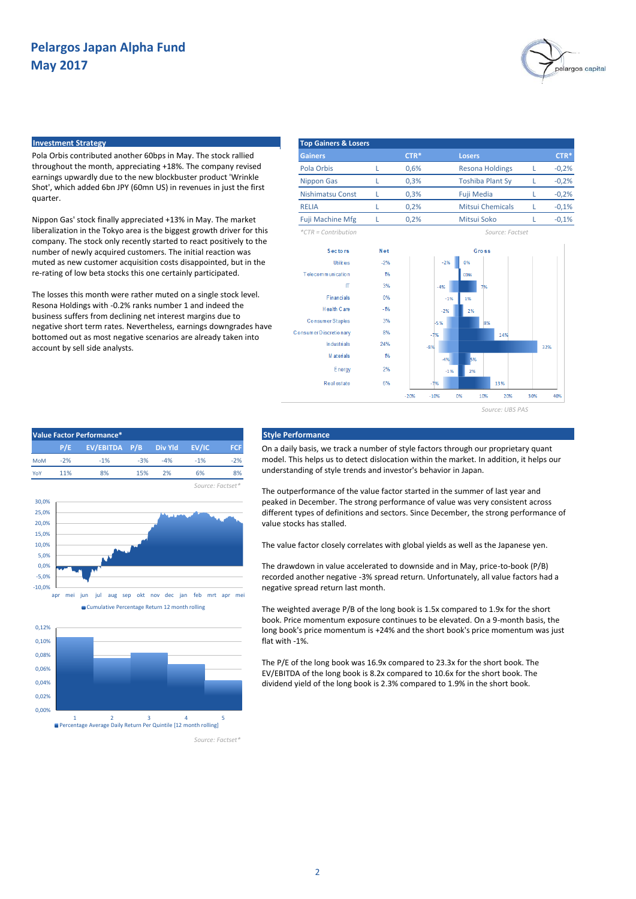# Pelargos Japan Alpha Fund
# May 2017

## Investment Strategy

Pola Orbis contributed another 60bps in May. The stock rallied throughout the month, appreciating +18%. The company revised earnings upwardly due to the new blockbuster product 'Wrinkle Shot', which added 6bn JPY (60mn US) in revenues in just the first quarter.

Nippon Gas' stock finally appreciated +13% in May. The market liberalization in the Tokyo area is the biggest growth driver for this company. The stock only recently started to react positively to the number of newly acquired customers. The initial reaction was muted as new customer acquisition costs disappointed, but in the re-rating of low beta stocks this one certainly participated.

The losses this month were rather muted on a single stock level. Resona Holdings with -0.2% ranks number 1 and indeed the business suffers from declining net interest margins due to negative short term rates. Nevertheless, earnings downgrades have bottomed out as most negative scenarios are already taken into account by sell side analysts.

## Top Gainers & Losers

| Gainers | | CTR* | Losers | | CTR* |
|---|---|---|---|---|---|
| Pola Orbis | L | 0,6% | Resona Holdings | L | -0,2% |
| Nippon Gas | L | 0,3% | Toshiba Plant Sy | L | -0,2% |
| Nishimatsu Const | L | 0,3% | Fuji Media | L | -0,2% |
| RELIA | L | 0,2% | Mitsui Chemicals | L | -0,1% |
| Fuji Machine Mfg | L | 0,2% | Mitsui Soko | L | -0,1% |

*CTR = Contribution

Source: Factset

| Sectors | Net | Gross (short) | Gross (long) |
|---|---|---|---|
| Utilities | -2% | -2% | 0% |
| Telecommunication | 1% | | 0.3% |
| IT | 3% | -4% | 7% |
| Financials | 0% | -1% | 1% |
| Health Care | -1% | -2% | 2% |
| Consumer Staples | 3% | -5% | 8% |
| Consumer Discretionary | 8% | -7% | 14% |
| Industrials | 24% | -8% | 32% |
| Materials | 1% | -4% | 5% |
| Energy | 2% | -1% | 2% |
| Real estate | 6% | -7% | 13% |

Source: UBS PAS

## Value Factor Performance*

| | P/E | EV/EBITDA | P/B | Div Yld | EV/IC | FCF |
|---|---|---|---|---|---|---|
| MoM | -2% | -1% | -3% | -4% | -1% | -2% |
| YoY | 11% | 8% | 15% | 2% | 6% | 8% |

Source: Factset*

Cumulative Percentage Return 12 month rolling

Percentage Average Daily Return Per Quintile [12 month rolling]

Source: Factset*

## Style Performance

On a daily basis, we track a number of style factors through our proprietary quant model. This helps us to detect dislocation within the market. In addition, it helps our understanding of style trends and investor's behavior in Japan.

The outperformance of the value factor started in the summer of last year and peaked in December. The strong performance of value was very consistent across different types of definitions and sectors. Since December, the strong performance of value stocks has stalled.

The value factor closely correlates with global yields as well as the Japanese yen.

The drawdown in value accelerated to downside and in May, price-to-book (P/B) recorded another negative -3% spread return. Unfortunately, all value factors had a negative spread return last month.

The weighted average P/B of the long book is 1.5x compared to 1.9x for the short book. Price momentum exposure continues to be elevated. On a 9-month basis, the long book's price momentum is +24% and the short book's price momentum was just flat with -1%.

The P/E of the long book was 16.9x compared to 23.3x for the short book. The EV/EBITDA of the long book is 8.2x compared to 10.6x for the short book. The dividend yield of the long book is 2.3% compared to 1.9% in the short book.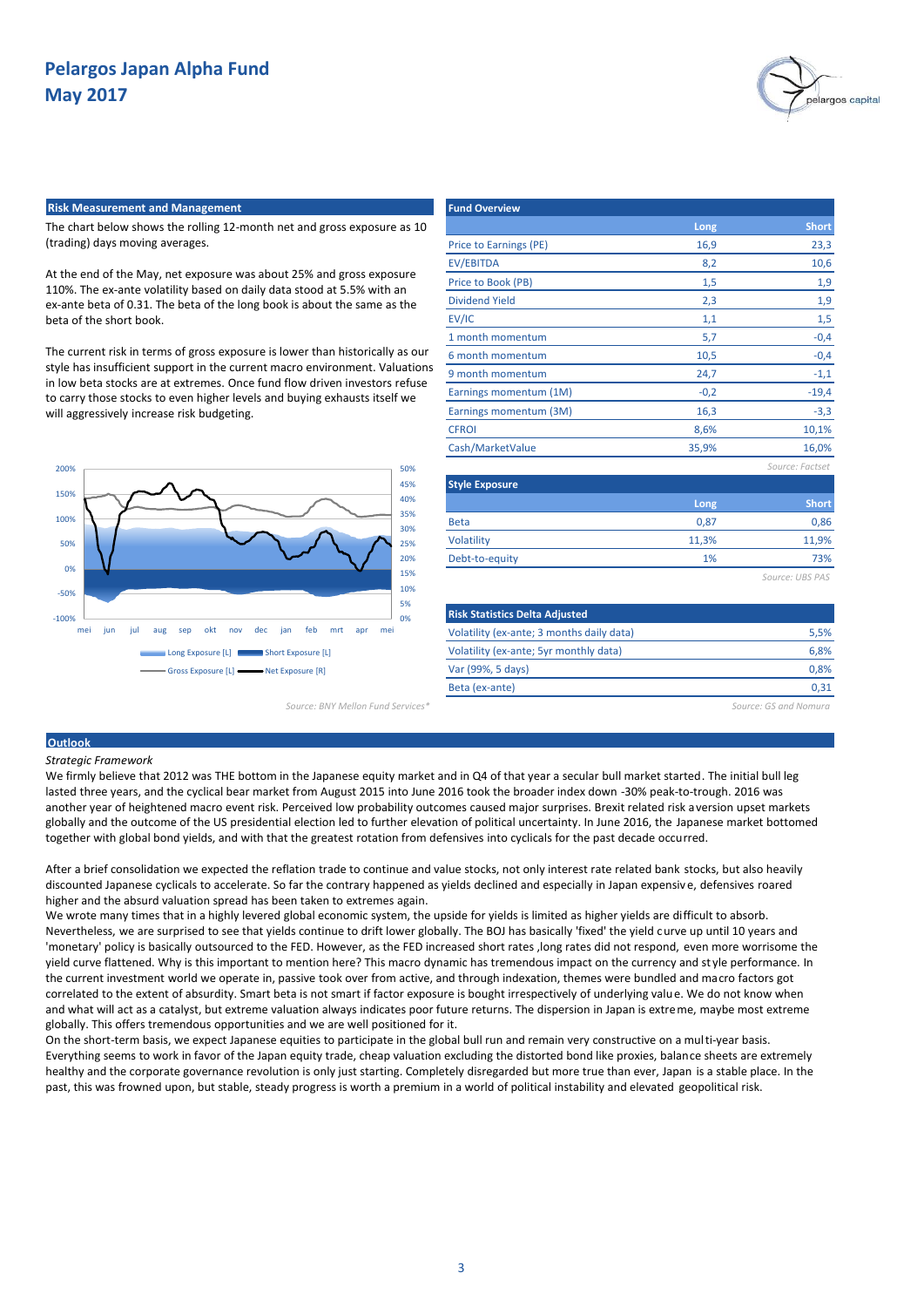# Pelargos Japan Alpha Fund
## May 2017

### Risk Measurement and Management

The chart below shows the rolling 12-month net and gross exposure as 10 (trading) days moving averages.

At the end of the May, net exposure was about 25% and gross exposure 110%. The ex-ante volatility based on daily data stood at 5.5% with an ex-ante beta of 0.31. The beta of the long book is about the same as the beta of the short book.

The current risk in terms of gross exposure is lower than historically as our style has insufficient support in the current macro environment. Valuations in low beta stocks are at extremes. Once fund flow driven investors refuse to carry those stocks to even higher levels and buying exhausts itself we will aggressively increase risk budgeting.

Long Exposure [L] | Short Exposure [L] | Gross Exposure [L] | Net Exposure [R]

*Source: BNY Mellon Fund Services\**

### Fund Overview

| | Long | Short |
|---|---|---|
| Price to Earnings (PE) | 16,9 | 23,3 |
| EV/EBITDA | 8,2 | 10,6 |
| Price to Book (PB) | 1,5 | 1,9 |
| Dividend Yield | 2,3 | 1,9 |
| EV/IC | 1,1 | 1,5 |
| 1 month momentum | 5,7 | -0,4 |
| 6 month momentum | 10,5 | -0,4 |
| 9 month momentum | 24,7 | -1,1 |
| Earnings momentum (1M) | -0,2 | -19,4 |
| Earnings momentum (3M) | 16,3 | -3,3 |
| CFROI | 8,6% | 10,1% |
| Cash/MarketValue | 35,9% | 16,0% |

*Source: Factset*

### Style Exposure

| | Long | Short |
|---|---|---|
| Beta | 0,87 | 0,86 |
| Volatility | 11,3% | 11,9% |
| Debt-to-equity | 1% | 73% |

*Source: UBS PAS*

### Risk Statistics Delta Adjusted

| | |
|---|---|
| Volatility (ex-ante; 3 months daily data) | 5,5% |
| Volatility (ex-ante; 5yr monthly data) | 6,8% |
| Var (99%, 5 days) | 0,8% |
| Beta (ex-ante) | 0,31 |

*Source: GS and Nomura*

### Outlook

*Strategic Framework*

We firmly believe that 2012 was THE bottom in the Japanese equity market and in Q4 of that year a secular bull market started. The initial bull leg lasted three years, and the cyclical bear market from August 2015 into June 2016 took the broader index down -30% peak-to-trough. 2016 was another year of heightened macro event risk. Perceived low probability outcomes caused major surprises. Brexit related risk aversion upset markets globally and the outcome of the US presidential election led to further elevation of political uncertainty. In June 2016, the Japanese market bottomed together with global bond yields, and with that the greatest rotation from defensives into cyclicals for the past decade occurred.

After a brief consolidation we expected the reflation trade to continue and value stocks, not only interest rate related bank stocks, but also heavily discounted Japanese cyclicals to accelerate. So far the contrary happened as yields declined and especially in Japan expensive, defensives roared higher and the absurd valuation spread has been taken to extremes again.
We wrote many times that in a highly levered global economic system, the upside for yields is limited as higher yields are difficult to absorb. Nevertheless, we are surprised to see that yields continue to drift lower globally. The BOJ has basically 'fixed' the yield curve up until 10 years and 'monetary' policy is basically outsourced to the FED. However, as the FED increased short rates ,long rates did not respond, even more worrisome the yield curve flattened. Why is this important to mention here? This macro dynamic has tremendous impact on the currency and style performance. In the current investment world we operate in, passive took over from active, and through indexation, themes were bundled and macro factors got correlated to the extent of absurdity. Smart beta is not smart if factor exposure is bought irrespectively of underlying value. We do not know when and what will act as a catalyst, but extreme valuation always indicates poor future returns. The dispersion in Japan is extreme, maybe most extreme globally. This offers tremendous opportunities and we are well positioned for it.
On the short-term basis, we expect Japanese equities to participate in the global bull run and remain very constructive on a multi-year basis. Everything seems to work in favor of the Japan equity trade, cheap valuation excluding the distorted bond like proxies, balance sheets are extremely healthy and the corporate governance revolution is only just starting. Completely disregarded but more true than ever, Japan is a stable place. In the past, this was frowned upon, but stable, steady progress is worth a premium in a world of political instability and elevated geopolitical risk.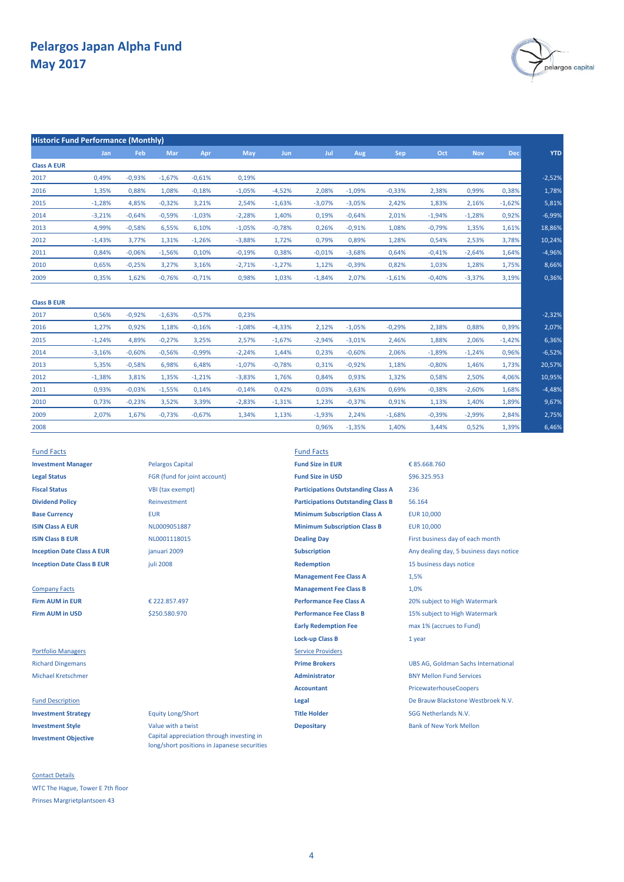# Pelargos Japan Alpha Fund
## May 2017

### Historic Fund Performance (Monthly)

| | Jan | Feb | Mar | Apr | May | Jun | Jul | Aug | Sep | Oct | Nov | Dec | YTD |
|---|---|---|---|---|---|---|---|---|---|---|---|---|---|
| **Class A EUR** | | | | | | | | | | | | | |
| 2017 | 0,49% | -0,93% | -1,67% | -0,61% | 0,19% | | | | | | | | -2,52% |
| 2016 | 1,35% | 0,88% | 1,08% | -0,18% | -1,05% | -4,52% | 2,08% | -1,09% | -0,33% | 2,38% | 0,99% | 0,38% | 1,78% |
| 2015 | -1,28% | 4,85% | -0,32% | 3,21% | 2,54% | -1,63% | -3,07% | -3,05% | 2,42% | 1,83% | 2,16% | -1,62% | 5,81% |
| 2014 | -3,21% | -0,64% | -0,59% | -1,03% | -2,28% | 1,40% | 0,19% | -0,64% | 2,01% | -1,94% | -1,28% | 0,92% | -6,99% |
| 2013 | 4,99% | -0,58% | 6,55% | 6,10% | -1,05% | -0,78% | 0,26% | -0,91% | 1,08% | -0,79% | 1,35% | 1,61% | 18,86% |
| 2012 | -1,43% | 3,77% | 1,31% | -1,26% | -3,88% | 1,72% | 0,79% | 0,89% | 1,28% | 0,54% | 2,53% | 3,78% | 10,24% |
| 2011 | 0,84% | -0,06% | -1,56% | 0,10% | -0,19% | 0,38% | -0,01% | -3,68% | 0,64% | -0,41% | -2,64% | 1,64% | -4,96% |
| 2010 | 0,65% | -0,25% | 3,27% | 3,16% | -2,71% | -1,27% | 1,12% | -0,39% | 0,82% | 1,03% | 1,28% | 1,75% | 8,66% |
| 2009 | 0,35% | 1,62% | -0,76% | -0,71% | 0,98% | 1,03% | -1,84% | 2,07% | -1,61% | -0,40% | -3,37% | 3,19% | 0,36% |
| **Class B EUR** | | | | | | | | | | | | | |
| 2017 | 0,56% | -0,92% | -1,63% | -0,57% | 0,23% | | | | | | | | -2,32% |
| 2016 | 1,27% | 0,92% | 1,18% | -0,16% | -1,08% | -4,33% | 2,12% | -1,05% | -0,29% | 2,38% | 0,88% | 0,39% | 2,07% |
| 2015 | -1,24% | 4,89% | -0,27% | 3,25% | 2,57% | -1,67% | -2,94% | -3,01% | 2,46% | 1,88% | 2,06% | -1,42% | 6,36% |
| 2014 | -3,16% | -0,60% | -0,56% | -0,99% | -2,24% | 1,44% | 0,23% | -0,60% | 2,06% | -1,89% | -1,24% | 0,96% | -6,52% |
| 2013 | 5,35% | -0,58% | 6,98% | 6,48% | -1,07% | -0,78% | 0,31% | -0,92% | 1,18% | -0,80% | 1,46% | 1,73% | 20,57% |
| 2012 | -1,38% | 3,81% | 1,35% | -1,21% | -3,83% | 1,76% | 0,84% | 0,93% | 1,32% | 0,58% | 2,50% | 4,06% | 10,95% |
| 2011 | 0,93% | -0,03% | -1,55% | 0,14% | -0,14% | 0,42% | 0,03% | -3,63% | 0,69% | -0,38% | -2,60% | 1,68% | -4,48% |
| 2010 | 0,73% | -0,23% | 3,52% | 3,39% | -2,83% | -1,31% | 1,23% | -0,37% | 0,91% | 1,13% | 1,40% | 1,89% | 9,67% |
| 2009 | 2,07% | 1,67% | -0,73% | -0,67% | 1,34% | 1,13% | -1,93% | 2,24% | -1,68% | -0,39% | -2,99% | 2,84% | 2,75% |
| 2008 | | | | | | | 0,96% | -1,35% | 1,40% | 3,44% | 0,52% | 1,39% | 6,46% |

### Fund Facts

| | |
|---|---|
| **Investment Manager** | Pelargos Capital |
| **Legal Status** | FGR (fund for joint account) |
| **Fiscal Status** | VBI (tax exempt) |
| **Dividend Policy** | Reinvestment |
| **Base Currency** | EUR |
| **ISIN Class A EUR** | NL0009051887 |
| **ISIN Class B EUR** | NL0001118015 |
| **Inception Date Class A EUR** | januari 2009 |
| **Inception Date Class B EUR** | juli 2008 |

### Company Facts

| | |
|---|---|
| **Firm AUM in EUR** | € 222.857.497 |
| **Firm AUM in USD** | $250.580.970 |

### Portfolio Managers

Richard Dingemans

Michael Kretschmer

### Fund Description

| | |
|---|---|
| **Investment Strategy** | Equity Long/Short |
| **Investment Style** | Value with a twist |
| **Investment Objective** | Capital appreciation through investing in long/short positions in Japanese securities |

### Fund Facts

| | |
|---|---|
| **Fund Size in EUR** | € 85.668.760 |
| **Fund Size in USD** | $96.325.953 |
| **Participations Outstanding Class A** | 236 |
| **Participations Outstanding Class B** | 56.164 |
| **Minimum Subscription Class A** | EUR 10,000 |
| **Minimum Subscription Class B** | EUR 10,000 |
| **Dealing Day** | First business day of each month |
| **Subscription** | Any dealing day, 5 business days notice |
| **Redemption** | 15 business days notice |
| **Management Fee Class A** | 1,5% |
| **Management Fee Class B** | 1,0% |
| **Performance Fee Class A** | 20% subject to High Watermark |
| **Performance Fee Class B** | 15% subject to High Watermark |
| **Early Redemption Fee** | max 1% (accrues to Fund) |
| **Lock-up Class B** | 1 year |

### Service Providers

| | |
|---|---|
| **Prime Brokers** | UBS AG, Goldman Sachs International |
| **Administrator** | BNY Mellon Fund Services |
| **Accountant** | PricewaterhouseCoopers |
| **Legal** | De Brauw Blackstone Westbroek N.V. |
| **Title Holder** | SGG Netherlands N.V. |
| **Depositary** | Bank of New York Mellon |

### Contact Details

WTC The Hague, Tower E 7th floor

Prinses Margrietplantsoen 43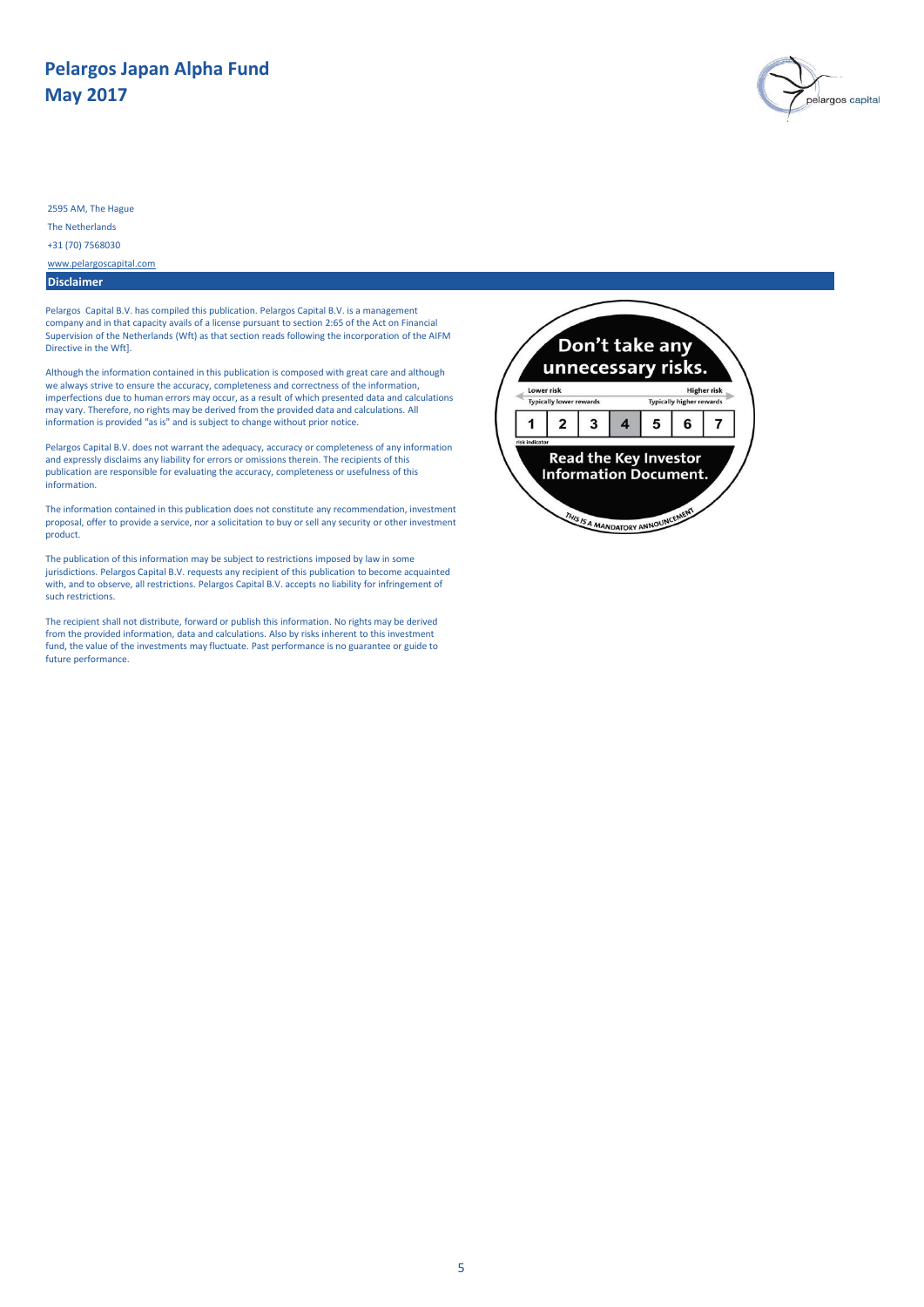# Pelargos Japan Alpha Fund
# May 2017

2595 AM, The Hague

The Netherlands

+31 (70) 7568030

www.pelargoscapital.com

## Disclaimer

Pelargos Capital B.V. has compiled this publication. Pelargos Capital B.V. is a management company and in that capacity avails of a license pursuant to section 2:65 of the Act on Financial Supervision of the Netherlands (Wft) as that section reads following the incorporation of the AIFM Directive in the Wft].

Although the information contained in this publication is composed with great care and although we always strive to ensure the accuracy, completeness and correctness of the information, imperfections due to human errors may occur, as a result of which presented data and calculations may vary. Therefore, no rights may be derived from the provided data and calculations. All information is provided "as is" and is subject to change without prior notice.

Pelargos Capital B.V. does not warrant the adequacy, accuracy or completeness of any information and expressly disclaims any liability for errors or omissions therein. The recipients of this publication are responsible for evaluating the accuracy, completeness or usefulness of this information.

The information contained in this publication does not constitute any recommendation, investment proposal, offer to provide a service, nor a solicitation to buy or sell any security or other investment product.

The publication of this information may be subject to restrictions imposed by law in some jurisdictions. Pelargos Capital B.V. requests any recipient of this publication to become acquainted with, and to observe, all restrictions. Pelargos Capital B.V. accepts no liability for infringement of such restrictions.

The recipient shall not distribute, forward or publish this information. No rights may be derived from the provided information, data and calculations. Also by risks inherent to this investment fund, the value of the investments may fluctuate. Past performance is no guarantee or guide to future performance.

**Don't take any unnecessary risks.**

Lower risk — Typically lower rewards

Higher risk — Typically higher rewards

| 1 | 2 | 3 | 4 | 5 | 6 | 7 |
|---|---|---|---|---|---|---|

risk indicator

**Read the Key Investor Information Document.**

THIS IS A MANDATORY ANNOUNCEMENT